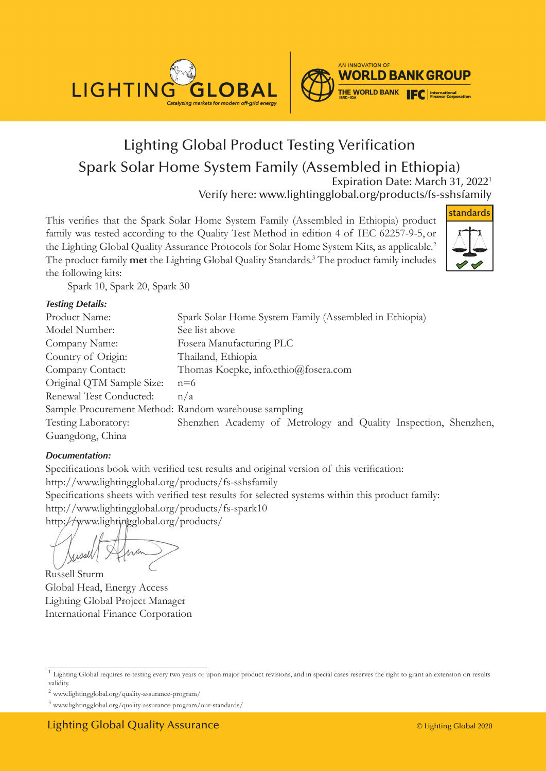# Lighting Global Product Testing Verification

## Spark Solar Home System Family (Assembled in Ethiopia)

Expiration Date: March 31, 2022[1]

Verify here: www.lightingglobal.org/products/fs-sshsfamily

This verifies that the Spark Solar Home System Family (Assembled in Ethiopia) product family was tested according to the Quality Test Method in edition 4 of IEC 62257-9-5, or the Lighting Global Quality Assurance Protocols for Solar Home System Kits, as applicable.[2] The product family **met** the Lighting Global Quality Standards.[3] The product family includes the following kits:

Spark 10, Spark 20, Spark 30

***Testing Details:***

Product Name: Spark Solar Home System Family (Assembled in Ethiopia)
Model Number: See list above
Company Name: Fosera Manufacturing PLC
Country of Origin: Thailand, Ethiopia
Company Contact: Thomas Koepke, info.ethio@fosera.com
Original QTM Sample Size: n=6
Renewal Test Conducted: n/a
Sample Procurement Method: Random warehouse sampling
Testing Laboratory: Shenzhen Academy of Metrology and Quality Inspection, Shenzhen, Guangdong, China

***Documentation:***

Specifications book with verified test results and original version of this verification:
http://www.lightingglobal.org/products/fs-sshsfamily
Specifications sheets with verified test results for selected systems within this product family:
http://www.lightingglobal.org/products/fs-spark10
http://www.lightingglobal.org/products/

Russell Sturm
Global Head, Energy Access
Lighting Global Project Manager
International Finance Corporation

---

[1] Lighting Global requires re-testing every two years or upon major product revisions, and in special cases reserves the right to grant an extension on results validity.

[2] www.lightingglobal.org/quality-assurance-program/

[3] www.lightingglobal.org/quality-assurance-program/our-standards/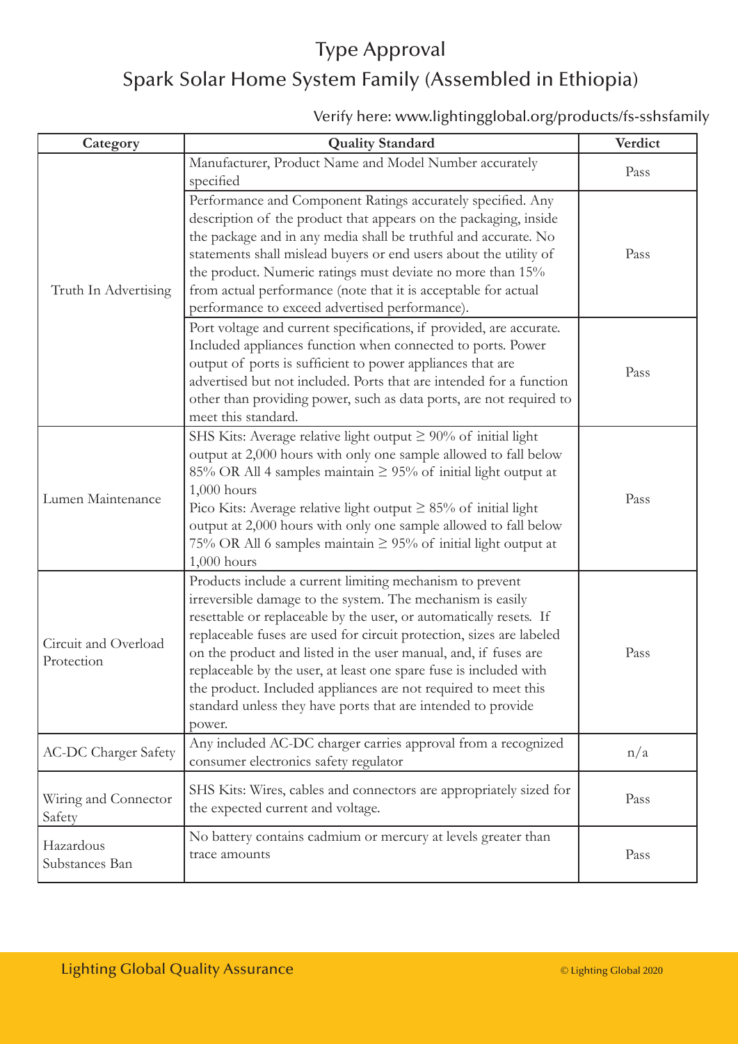# Type Approval

## Spark Solar Home System Family (Assembled in Ethiopia)

Verify here: www.lightingglobal.org/products/fs-sshsfamily

| Category | Quality Standard | Verdict |
|---|---|---|
| Truth In Advertising | Manufacturer, Product Name and Model Number accurately specified | Pass |
| | Performance and Component Ratings accurately specified. Any description of the product that appears on the packaging, inside the package and in any media shall be truthful and accurate. No statements shall mislead buyers or end users about the utility of the product. Numeric ratings must deviate no more than 15% from actual performance (note that it is acceptable for actual performance to exceed advertised performance). | Pass |
| | Port voltage and current specifications, if provided, are accurate. Included appliances function when connected to ports. Power output of ports is sufficient to power appliances that are advertised but not included. Ports that are intended for a function other than providing power, such as data ports, are not required to meet this standard. | Pass |
| Lumen Maintenance | SHS Kits: Average relative light output ≥ 90% of initial light output at 2,000 hours with only one sample allowed to fall below 85% OR All 4 samples maintain ≥ 95% of initial light output at 1,000 hours<br>Pico Kits: Average relative light output ≥ 85% of initial light output at 2,000 hours with only one sample allowed to fall below 75% OR All 6 samples maintain ≥ 95% of initial light output at 1,000 hours | Pass |
| Circuit and Overload Protection | Products include a current limiting mechanism to prevent irreversible damage to the system. The mechanism is easily resettable or replaceable by the user, or automatically resets. If replaceable fuses are used for circuit protection, sizes are labeled on the product and listed in the user manual, and, if fuses are replaceable by the user, at least one spare fuse is included with the product. Included appliances are not required to meet this standard unless they have ports that are intended to provide power. | Pass |
| AC-DC Charger Safety | Any included AC-DC charger carries approval from a recognized consumer electronics safety regulator | n/a |
| Wiring and Connector Safety | SHS Kits: Wires, cables and connectors are appropriately sized for the expected current and voltage. | Pass |
| Hazardous Substances Ban | No battery contains cadmium or mercury at levels greater than trace amounts | Pass |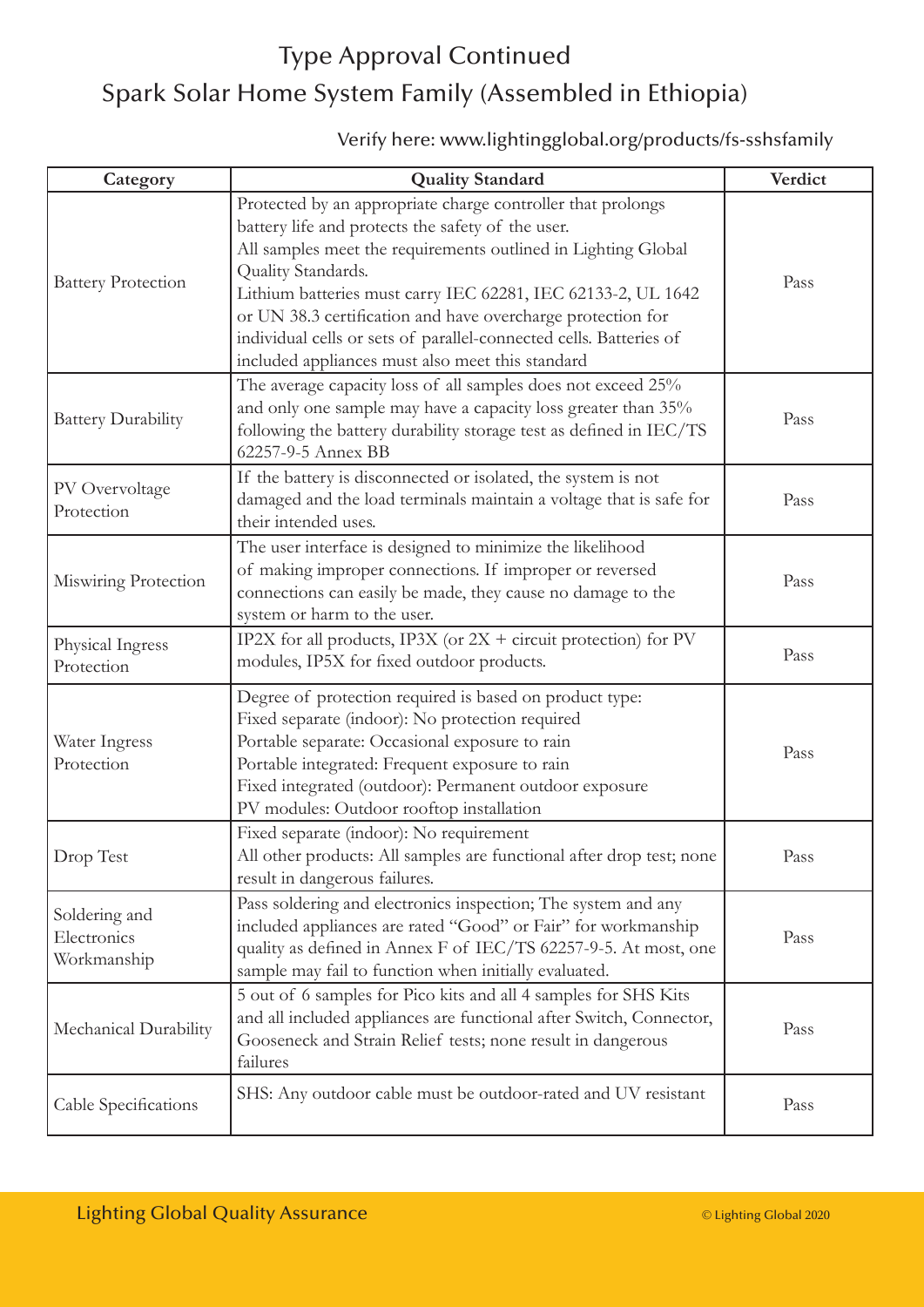# Type Approval Continued

## Spark Solar Home System Family (Assembled in Ethiopia)

Verify here: www.lightingglobal.org/products/fs-sshsfamily

| Category | Quality Standard | Verdict |
|---|---|---|
| Battery Protection | Protected by an appropriate charge controller that prolongs battery life and protects the safety of the user. All samples meet the requirements outlined in Lighting Global Quality Standards. Lithium batteries must carry IEC 62281, IEC 62133-2, UL 1642 or UN 38.3 certification and have overcharge protection for individual cells or sets of parallel-connected cells. Batteries of included appliances must also meet this standard | Pass |
| Battery Durability | The average capacity loss of all samples does not exceed 25% and only one sample may have a capacity loss greater than 35% following the battery durability storage test as defined in IEC/TS 62257-9-5 Annex BB | Pass |
| PV Overvoltage Protection | If the battery is disconnected or isolated, the system is not damaged and the load terminals maintain a voltage that is safe for their intended uses. | Pass |
| Miswiring Protection | The user interface is designed to minimize the likelihood of making improper connections. If improper or reversed connections can easily be made, they cause no damage to the system or harm to the user. | Pass |
| Physical Ingress Protection | IP2X for all products, IP3X (or 2X + circuit protection) for PV modules, IP5X for fixed outdoor products. | Pass |
| Water Ingress Protection | Degree of protection required is based on product type:<br>Fixed separate (indoor): No protection required<br>Portable separate: Occasional exposure to rain<br>Portable integrated: Frequent exposure to rain<br>Fixed integrated (outdoor): Permanent outdoor exposure<br>PV modules: Outdoor rooftop installation | Pass |
| Drop Test | Fixed separate (indoor): No requirement<br>All other products: All samples are functional after drop test; none result in dangerous failures. | Pass |
| Soldering and Electronics Workmanship | Pass soldering and electronics inspection; The system and any included appliances are rated "Good" or Fair" for workmanship quality as defined in Annex F of IEC/TS 62257-9-5. At most, one sample may fail to function when initially evaluated. | Pass |
| Mechanical Durability | 5 out of 6 samples for Pico kits and all 4 samples for SHS Kits and all included appliances are functional after Switch, Connector, Gooseneck and Strain Relief tests; none result in dangerous failures | Pass |
| Cable Specifications | SHS: Any outdoor cable must be outdoor-rated and UV resistant | Pass |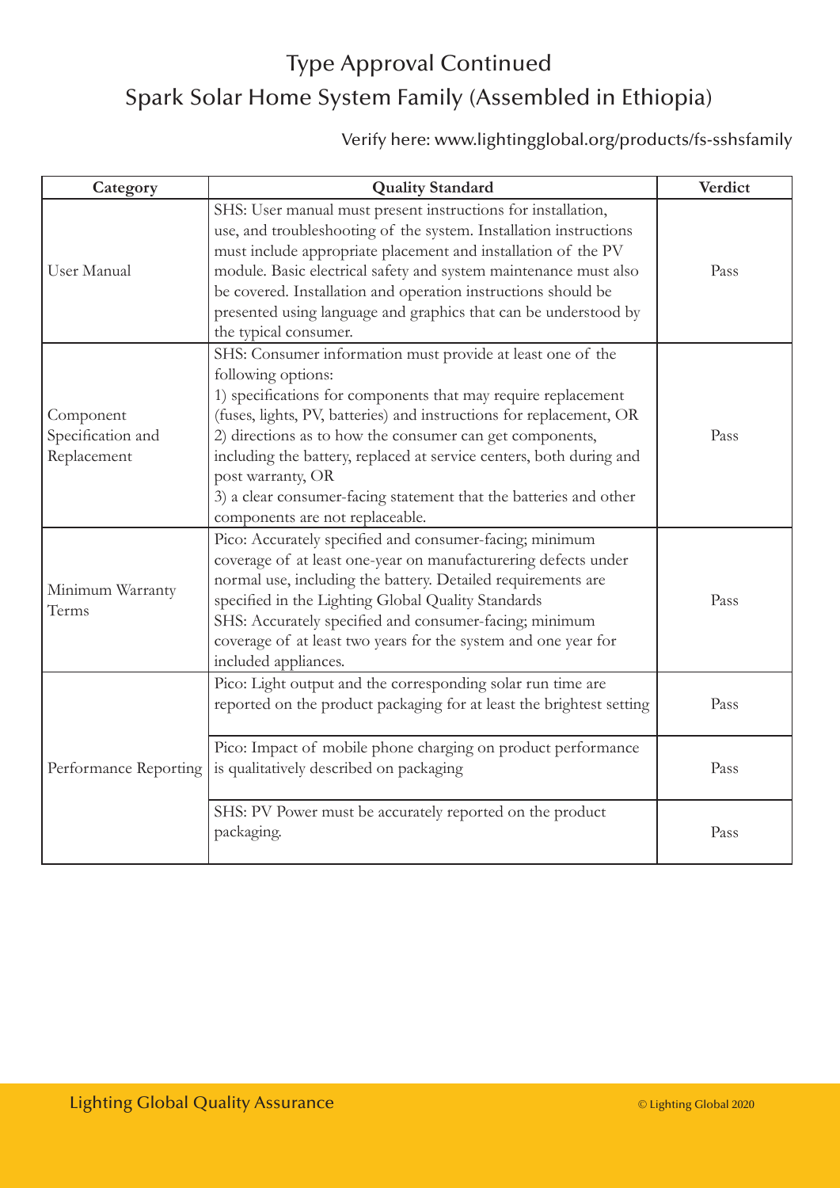# Type Approval Continued

## Spark Solar Home System Family (Assembled in Ethiopia)

Verify here: www.lightingglobal.org/products/fs-sshsfamily

| Category | Quality Standard | Verdict |
|---|---|---|
| User Manual | SHS: User manual must present instructions for installation, use, and troubleshooting of the system. Installation instructions must include appropriate placement and installation of the PV module. Basic electrical safety and system maintenance must also be covered. Installation and operation instructions should be presented using language and graphics that can be understood by the typical consumer. | Pass |
| Component Specification and Replacement | SHS: Consumer information must provide at least one of the following options:<br>1) specifications for components that may require replacement (fuses, lights, PV, batteries) and instructions for replacement, OR<br>2) directions as to how the consumer can get components, including the battery, replaced at service centers, both during and post warranty, OR<br>3) a clear consumer-facing statement that the batteries and other components are not replaceable. | Pass |
| Minimum Warranty Terms | Pico: Accurately specified and consumer-facing; minimum coverage of at least one-year on manufacturering defects under normal use, including the battery. Detailed requirements are specified in the Lighting Global Quality Standards<br>SHS: Accurately specified and consumer-facing; minimum coverage of at least two years for the system and one year for included appliances. | Pass |
| Performance Reporting | Pico: Light output and the corresponding solar run time are reported on the product packaging for at least the brightest setting | Pass |
| | Pico: Impact of mobile phone charging on product performance is qualitatively described on packaging | Pass |
| | SHS: PV Power must be accurately reported on the product packaging. | Pass |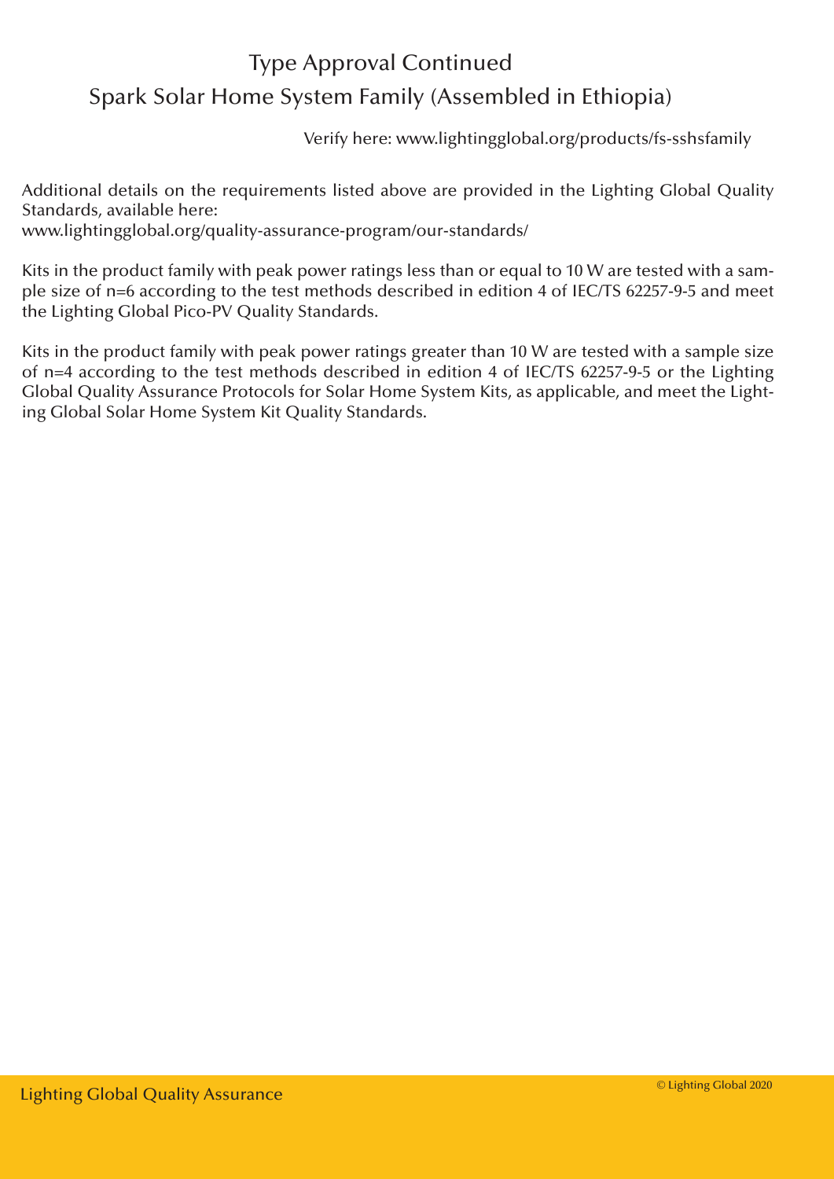# Type Approval Continued

## Spark Solar Home System Family (Assembled in Ethiopia)

Verify here: www.lightingglobal.org/products/fs-sshsfamily

Additional details on the requirements listed above are provided in the Lighting Global Quality Standards, available here:
www.lightingglobal.org/quality-assurance-program/our-standards/

Kits in the product family with peak power ratings less than or equal to 10 W are tested with a sample size of n=6 according to the test methods described in edition 4 of IEC/TS 62257-9-5 and meet the Lighting Global Pico-PV Quality Standards.

Kits in the product family with peak power ratings greater than 10 W are tested with a sample size of n=4 according to the test methods described in edition 4 of IEC/TS 62257-9-5 or the Lighting Global Quality Assurance Protocols for Solar Home System Kits, as applicable, and meet the Lighting Global Solar Home System Kit Quality Standards.